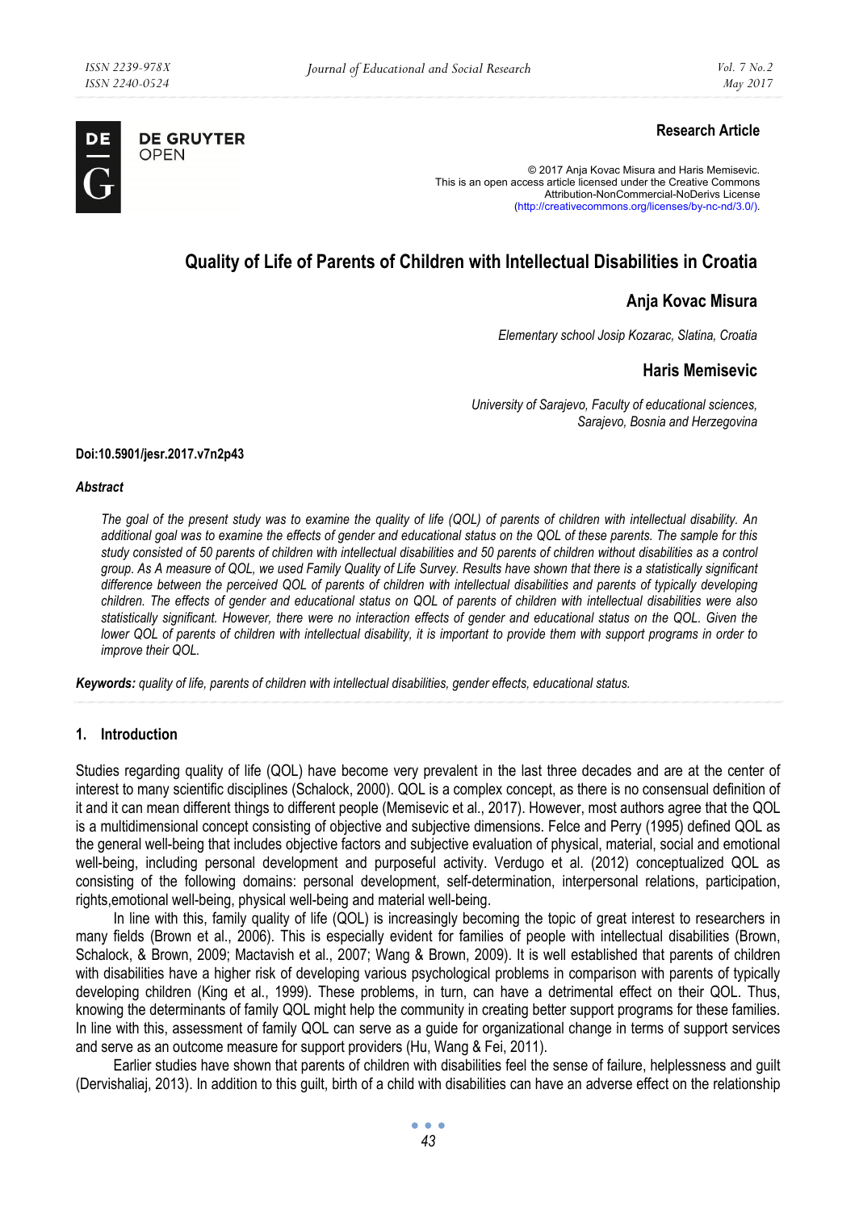Research Article

© 2017 Anja Kovac Misura and Haris Memisevic.
This is an open access article licensed under the Creative Commons Attribution-NonCommercial-NoDerivs License (http://creativecommons.org/licenses/by-nc-nd/3.0/).

# Quality of Life of Parents of Children with Intellectual Disabilities in Croatia

**Anja Kovac Misura**

*Elementary school Josip Kozarac, Slatina, Croatia*

**Haris Memisevic**

*University of Sarajevo, Faculty of educational sciences, Sarajevo, Bosnia and Herzegovina*

**Doi:10.5901/jesr.2017.v7n2p43**

### *Abstract*

*The goal of the present study was to examine the quality of life (QOL) of parents of children with intellectual disability. An additional goal was to examine the effects of gender and educational status on the QOL of these parents. The sample for this study consisted of 50 parents of children with intellectual disabilities and 50 parents of children without disabilities as a control group. As A measure of QOL, we used Family Quality of Life Survey. Results have shown that there is a statistically significant difference between the perceived QOL of parents of children with intellectual disabilities and parents of typically developing children. The effects of gender and educational status on QOL of parents of children with intellectual disabilities were also statistically significant. However, there were no interaction effects of gender and educational status on the QOL. Given the lower QOL of parents of children with intellectual disability, it is important to provide them with support programs in order to improve their QOL.*

***Keywords:*** *quality of life, parents of children with intellectual disabilities, gender effects, educational status.*

## 1. Introduction

Studies regarding quality of life (QOL) have become very prevalent in the last three decades and are at the center of interest to many scientific disciplines (Schalock, 2000). QOL is a complex concept, as there is no consensual definition of it and it can mean different things to different people (Memisevic et al., 2017). However, most authors agree that the QOL is a multidimensional concept consisting of objective and subjective dimensions. Felce and Perry (1995) defined QOL as the general well-being that includes objective factors and subjective evaluation of physical, material, social and emotional well-being, including personal development and purposeful activity. Verdugo et al. (2012) conceptualized QOL as consisting of the following domains: personal development, self-determination, interpersonal relations, participation, rights,emotional well-being, physical well-being and material well-being.

In line with this, family quality of life (QOL) is increasingly becoming the topic of great interest to researchers in many fields (Brown et al., 2006). This is especially evident for families of people with intellectual disabilities (Brown, Schalock, & Brown, 2009; Mactavish et al., 2007; Wang & Brown, 2009). It is well established that parents of children with disabilities have a higher risk of developing various psychological problems in comparison with parents of typically developing children (King et al., 1999). These problems, in turn, can have a detrimental effect on their QOL. Thus, knowing the determinants of family QOL might help the community in creating better support programs for these families. In line with this, assessment of family QOL can serve as a guide for organizational change in terms of support services and serve as an outcome measure for support providers (Hu, Wang & Fei, 2011).

Earlier studies have shown that parents of children with disabilities feel the sense of failure, helplessness and guilt (Dervishaliaj, 2013). In addition to this guilt, birth of a child with disabilities can have an adverse effect on the relationship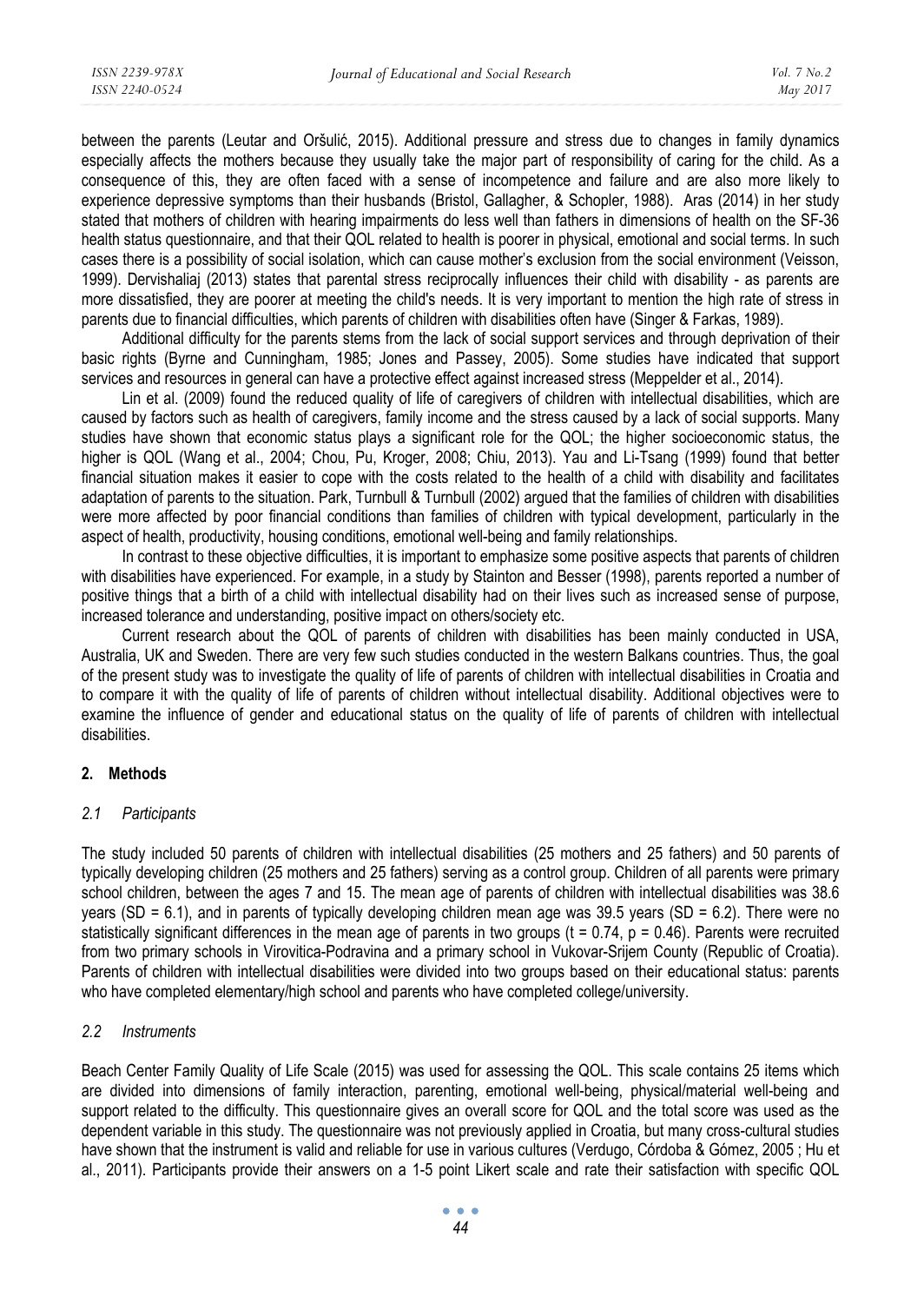between the parents (Leutar and Oršulić, 2015). Additional pressure and stress due to changes in family dynamics especially affects the mothers because they usually take the major part of responsibility of caring for the child. As a consequence of this, they are often faced with a sense of incompetence and failure and are also more likely to experience depressive symptoms than their husbands (Bristol, Gallagher, & Schopler, 1988). Aras (2014) in her study stated that mothers of children with hearing impairments do less well than fathers in dimensions of health on the SF-36 health status questionnaire, and that their QOL related to health is poorer in physical, emotional and social terms. In such cases there is a possibility of social isolation, which can cause mother's exclusion from the social environment (Veisson, 1999). Dervishaliaj (2013) states that parental stress reciprocally influences their child with disability - as parents are more dissatisfied, they are poorer at meeting the child's needs. It is very important to mention the high rate of stress in parents due to financial difficulties, which parents of children with disabilities often have (Singer & Farkas, 1989).

Additional difficulty for the parents stems from the lack of social support services and through deprivation of their basic rights (Byrne and Cunningham, 1985; Jones and Passey, 2005). Some studies have indicated that support services and resources in general can have a protective effect against increased stress (Meppelder et al., 2014).

Lin et al. (2009) found the reduced quality of life of caregivers of children with intellectual disabilities, which are caused by factors such as health of caregivers, family income and the stress caused by a lack of social supports. Many studies have shown that economic status plays a significant role for the QOL; the higher socioeconomic status, the higher is QOL (Wang et al., 2004; Chou, Pu, Kroger, 2008; Chiu, 2013). Yau and Li-Tsang (1999) found that better financial situation makes it easier to cope with the costs related to the health of a child with disability and facilitates adaptation of parents to the situation. Park, Turnbull & Turnbull (2002) argued that the families of children with disabilities were more affected by poor financial conditions than families of children with typical development, particularly in the aspect of health, productivity, housing conditions, emotional well-being and family relationships.

In contrast to these objective difficulties, it is important to emphasize some positive aspects that parents of children with disabilities have experienced. For example, in a study by Stainton and Besser (1998), parents reported a number of positive things that a birth of a child with intellectual disability had on their lives such as increased sense of purpose, increased tolerance and understanding, positive impact on others/society etc.

Current research about the QOL of parents of children with disabilities has been mainly conducted in USA, Australia, UK and Sweden. There are very few such studies conducted in the western Balkans countries. Thus, the goal of the present study was to investigate the quality of life of parents of children with intellectual disabilities in Croatia and to compare it with the quality of life of parents of children without intellectual disability. Additional objectives were to examine the influence of gender and educational status on the quality of life of parents of children with intellectual disabilities.

## 2. Methods

### *2.1 Participants*

The study included 50 parents of children with intellectual disabilities (25 mothers and 25 fathers) and 50 parents of typically developing children (25 mothers and 25 fathers) serving as a control group. Children of all parents were primary school children, between the ages 7 and 15. The mean age of parents of children with intellectual disabilities was 38.6 years (SD = 6.1), and in parents of typically developing children mean age was 39.5 years (SD = 6.2). There were no statistically significant differences in the mean age of parents in two groups ($t = 0.74$, $p = 0.46$). Parents were recruited from two primary schools in Virovitica-Podravina and a primary school in Vukovar-Srijem County (Republic of Croatia). Parents of children with intellectual disabilities were divided into two groups based on their educational status: parents who have completed elementary/high school and parents who have completed college/university.

### *2.2 Instruments*

Beach Center Family Quality of Life Scale (2015) was used for assessing the QOL. This scale contains 25 items which are divided into dimensions of family interaction, parenting, emotional well-being, physical/material well-being and support related to the difficulty. This questionnaire gives an overall score for QOL and the total score was used as the dependent variable in this study. The questionnaire was not previously applied in Croatia, but many cross-cultural studies have shown that the instrument is valid and reliable for use in various cultures (Verdugo, Córdoba & Gómez, 2005 ; Hu et al., 2011). Participants provide their answers on a 1-5 point Likert scale and rate their satisfaction with specific QOL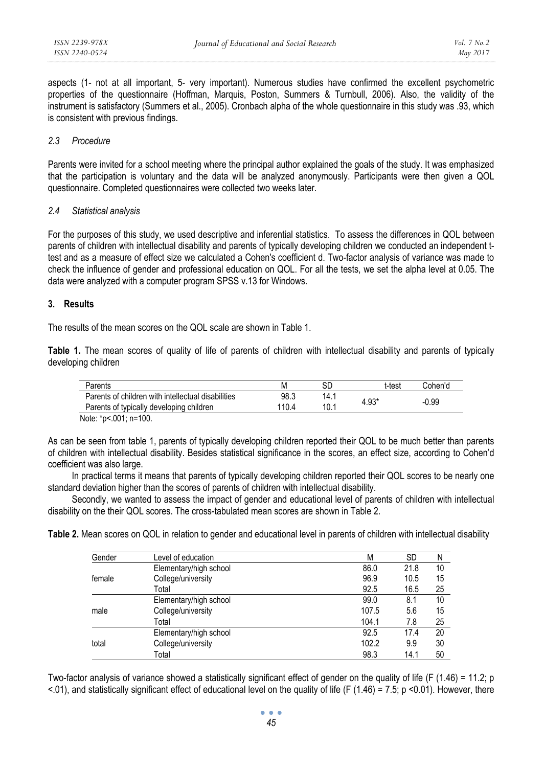aspects (1- not at all important, 5- very important). Numerous studies have confirmed the excellent psychometric properties of the questionnaire (Hoffman, Marquis, Poston, Summers & Turnbull, 2006). Also, the validity of the instrument is satisfactory (Summers et al., 2005). Cronbach alpha of the whole questionnaire in this study was .93, which is consistent with previous findings.

### *2.3 Procedure*

Parents were invited for a school meeting where the principal author explained the goals of the study. It was emphasized that the participation is voluntary and the data will be analyzed anonymously. Participants were then given a QOL questionnaire. Completed questionnaires were collected two weeks later.

### *2.4 Statistical analysis*

For the purposes of this study, we used descriptive and inferential statistics. To assess the differences in QOL between parents of children with intellectual disability and parents of typically developing children we conducted an independent t-test and as a measure of effect size we calculated a Cohen's coefficient d. Two-factor analysis of variance was made to check the influence of gender and professional education on QOL. For all the tests, we set the alpha level at 0.05. The data were analyzed with a computer program SPSS v.13 for Windows.

## 3. Results

The results of the mean scores on the QOL scale are shown in Table 1.

**Table 1.** The mean scores of quality of life of parents of children with intellectual disability and parents of typically developing children

| Parents | M | SD | t-test | Cohen'd |
|---|---|---|---|---|
| Parents of children with intellectual disabilities | 98.3 | 14.1 | 4.93* | -0.99 |
| Parents of typically developing children | 110.4 | 10.1 | | |

Note: *p<.001; n=100.

As can be seen from table 1, parents of typically developing children reported their QOL to be much better than parents of children with intellectual disability. Besides statistical significance in the scores, an effect size, according to Cohen'd coefficient was also large.

In practical terms it means that parents of typically developing children reported their QOL scores to be nearly one standard deviation higher than the scores of parents of children with intellectual disability.

Secondly, we wanted to assess the impact of gender and educational level of parents of children with intellectual disability on the their QOL scores. The cross-tabulated mean scores are shown in Table 2.

**Table 2.** Mean scores on QOL in relation to gender and educational level in parents of children with intellectual disability

| Gender | Level of education | M | SD | N |
|---|---|---|---|---|
| female | Elementary/high school | 86.0 | 21.8 | 10 |
| | College/university | 96.9 | 10.5 | 15 |
| | Total | 92.5 | 16.5 | 25 |
| male | Elementary/high school | 99.0 | 8.1 | 10 |
| | College/university | 107.5 | 5.6 | 15 |
| | Total | 104.1 | 7.8 | 25 |
| total | Elementary/high school | 92.5 | 17.4 | 20 |
| | College/university | 102.2 | 9.9 | 30 |
| | Total | 98.3 | 14.1 | 50 |

Two-factor analysis of variance showed a statistically significant effect of gender on the quality of life ($F(1.46) = 11.2$; $p < .01$), and statistically significant effect of educational level on the quality of life ($F(1.46) = 7.5$; $p < 0.01$). However, there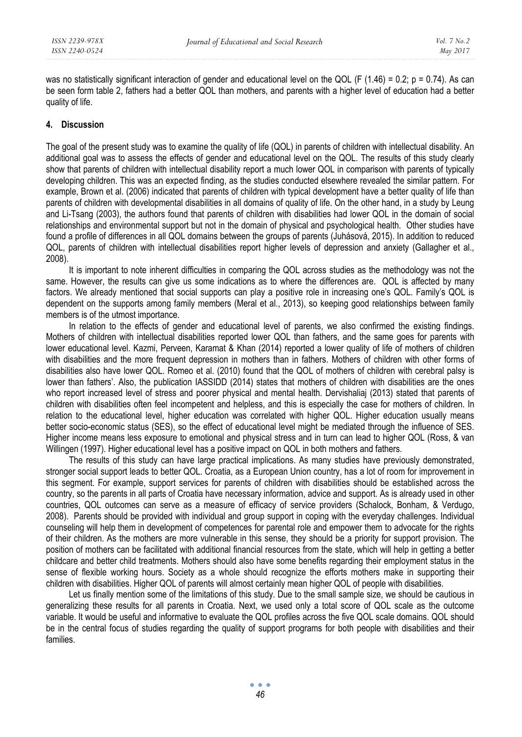was no statistically significant interaction of gender and educational level on the QOL ($F(1.46) = 0.2$; $p = 0.74$). As can be seen form table 2, fathers had a better QOL than mothers, and parents with a higher level of education had a better quality of life.

## 4. Discussion

The goal of the present study was to examine the quality of life (QOL) in parents of children with intellectual disability. An additional goal was to assess the effects of gender and educational level on the QOL. The results of this study clearly show that parents of children with intellectual disability report a much lower QOL in comparison with parents of typically developing children. This was an expected finding, as the studies conducted elsewhere revealed the similar pattern. For example, Brown et al. (2006) indicated that parents of children with typical development have a better quality of life than parents of children with developmental disabilities in all domains of quality of life. On the other hand, in a study by Leung and Li-Tsang (2003), the authors found that parents of children with disabilities had lower QOL in the domain of social relationships and environmental support but not in the domain of physical and psychological health. Other studies have found a profile of differences in all QOL domains between the groups of parents (Juhásová, 2015). In addition to reduced QOL, parents of children with intellectual disabilities report higher levels of depression and anxiety (Gallagher et al., 2008).

It is important to note inherent difficulties in comparing the QOL across studies as the methodology was not the same. However, the results can give us some indications as to where the differences are. QOL is affected by many factors. We already mentioned that social supports can play a positive role in increasing one's QOL. Family's QOL is dependent on the supports among family members (Meral et al., 2013), so keeping good relationships between family members is of the utmost importance.

In relation to the effects of gender and educational level of parents, we also confirmed the existing findings. Mothers of children with intellectual disabilities reported lower QOL than fathers, and the same goes for parents with lower educational level. Kazmi, Perveen, Karamat & Khan (2014) reported a lower quality of life of mothers of children with disabilities and the more frequent depression in mothers than in fathers. Mothers of children with other forms of disabilities also have lower QOL. Romeo et al. (2010) found that the QOL of mothers of children with cerebral palsy is lower than fathers'. Also, the publication IASSIDD (2014) states that mothers of children with disabilities are the ones who report increased level of stress and poorer physical and mental health. Dervishaliaj (2013) stated that parents of children with disabilities often feel incompetent and helpless, and this is especially the case for mothers of children. In relation to the educational level, higher education was correlated with higher QOL. Higher education usually means better socio-economic status (SES), so the effect of educational level might be mediated through the influence of SES. Higher income means less exposure to emotional and physical stress and in turn can lead to higher QOL (Ross, & van Willingen (1997). Higher educational level has a positive impact on QOL in both mothers and fathers.

The results of this study can have large practical implications. As many studies have previously demonstrated, stronger social support leads to better QOL. Croatia, as a European Union country, has a lot of room for improvement in this segment. For example, support services for parents of children with disabilities should be established across the country, so the parents in all parts of Croatia have necessary information, advice and support. As is already used in other countries, QOL outcomes can serve as a measure of efficacy of service providers (Schalock, Bonham, & Verdugo, 2008). Parents should be provided with individual and group support in coping with the everyday challenges. Individual counseling will help them in development of competences for parental role and empower them to advocate for the rights of their children. As the mothers are more vulnerable in this sense, they should be a priority for support provision. The position of mothers can be facilitated with additional financial resources from the state, which will help in getting a better childcare and better child treatments. Mothers should also have some benefits regarding their employment status in the sense of flexible working hours. Society as a whole should recognize the efforts mothers make in supporting their children with disabilities. Higher QOL of parents will almost certainly mean higher QOL of people with disabilities.

Let us finally mention some of the limitations of this study. Due to the small sample size, we should be cautious in generalizing these results for all parents in Croatia. Next, we used only a total score of QOL scale as the outcome variable. It would be useful and informative to evaluate the QOL profiles across the five QOL scale domains. QOL should be in the central focus of studies regarding the quality of support programs for both people with disabilities and their families.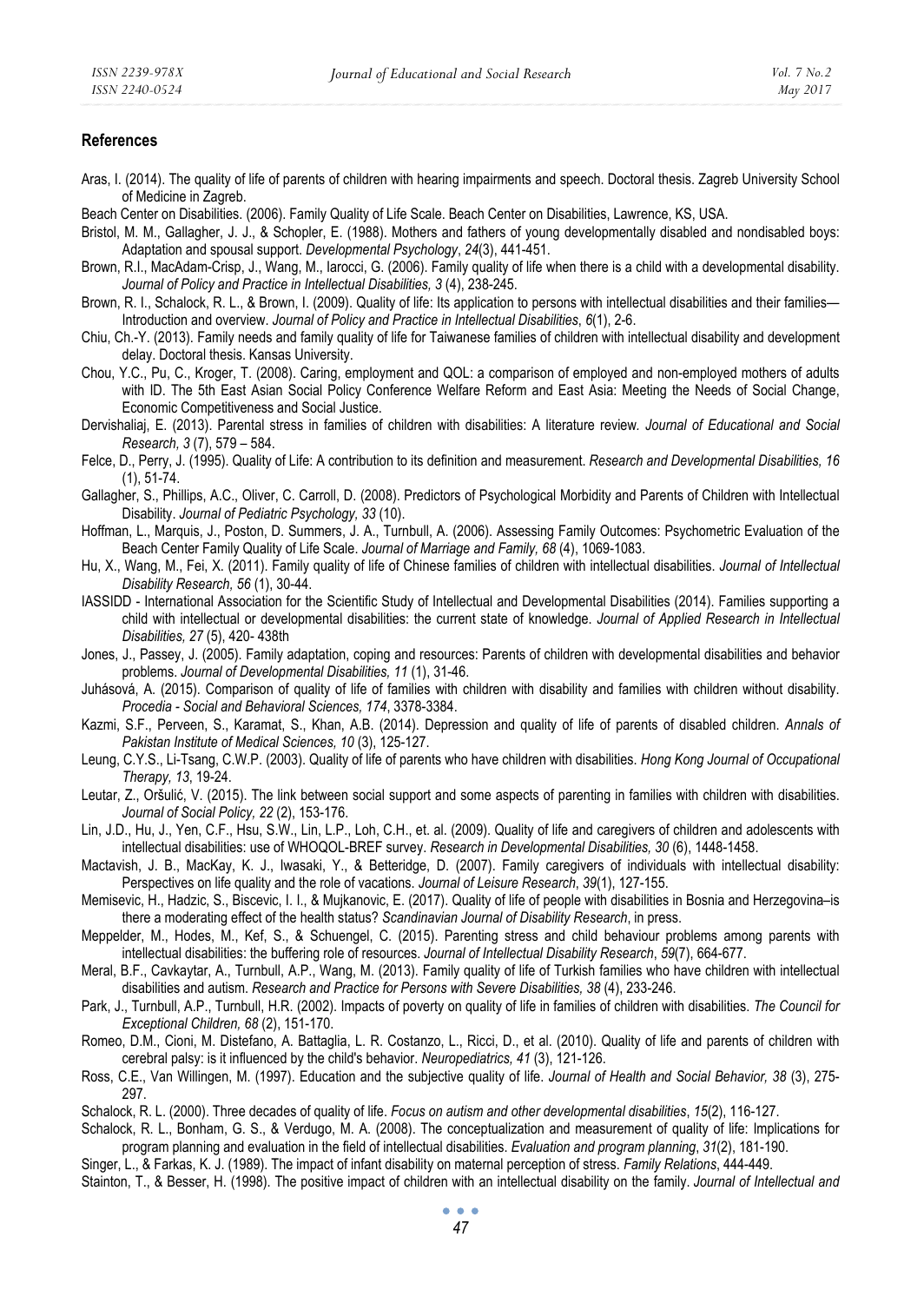## References

Aras, I. (2014). The quality of life of parents of children with hearing impairments and speech. Doctoral thesis. Zagreb University School of Medicine in Zagreb.

Beach Center on Disabilities. (2006). Family Quality of Life Scale. Beach Center on Disabilities, Lawrence, KS, USA.

Bristol, M. M., Gallagher, J. J., & Schopler, E. (1988). Mothers and fathers of young developmentally disabled and nondisabled boys: Adaptation and spousal support. *Developmental Psychology*, *24*(3), 441-451.

Brown, R.I., MacAdam-Crisp, J., Wang, M., Iarocci, G. (2006). Family quality of life when there is a child with a developmental disability. *Journal of Policy and Practice in Intellectual Disabilities, 3* (4), 238-245.

Brown, R. I., Schalock, R. L., & Brown, I. (2009). Quality of life: Its application to persons with intellectual disabilities and their families—Introduction and overview. *Journal of Policy and Practice in Intellectual Disabilities*, *6*(1), 2-6.

Chiu, Ch.-Y. (2013). Family needs and family quality of life for Taiwanese families of children with intellectual disability and development delay. Doctoral thesis. Kansas University.

Chou, Y.C., Pu, C., Kroger, T. (2008). Caring, employment and QOL: a comparison of employed and non-employed mothers of adults with ID. The 5th East Asian Social Policy Conference Welfare Reform and East Asia: Meeting the Needs of Social Change, Economic Competitiveness and Social Justice.

Dervishaliaj, E. (2013). Parental stress in families of children with disabilities: A literature review. *Journal of Educational and Social Research, 3* (7), 579 – 584.

Felce, D., Perry, J. (1995). Quality of Life: A contribution to its definition and measurement. *Research and Developmental Disabilities, 16* (1), 51-74.

Gallagher, S., Phillips, A.C., Oliver, C. Carroll, D. (2008). Predictors of Psychological Morbidity and Parents of Children with Intellectual Disability. *Journal of Pediatric Psychology, 33* (10).

Hoffman, L., Marquis, J., Poston, D. Summers, J. A., Turnbull, A. (2006). Assessing Family Outcomes: Psychometric Evaluation of the Beach Center Family Quality of Life Scale. *Journal of Marriage and Family, 68* (4), 1069-1083.

Hu, X., Wang, M., Fei, X. (2011). Family quality of life of Chinese families of children with intellectual disabilities. *Journal of Intellectual Disability Research, 56* (1), 30-44.

IASSIDD - International Association for the Scientific Study of Intellectual and Developmental Disabilities (2014). Families supporting a child with intellectual or developmental disabilities: the current state of knowledge. *Journal of Applied Research in Intellectual Disabilities, 27* (5), 420- 438th

Jones, J., Passey, J. (2005). Family adaptation, coping and resources: Parents of children with developmental disabilities and behavior problems. *Journal of Developmental Disabilities, 11* (1), 31-46.

Juhásová, A. (2015). Comparison of quality of life of families with children with disability and families with children without disability. *Procedia - Social and Behavioral Sciences, 174*, 3378-3384.

Kazmi, S.F., Perveen, S., Karamat, S., Khan, A.B. (2014). Depression and quality of life of parents of disabled children. *Annals of Pakistan Institute of Medical Sciences, 10* (3), 125-127.

Leung, C.Y.S., Li-Tsang, C.W.P. (2003). Quality of life of parents who have children with disabilities. *Hong Kong Journal of Occupational Therapy, 13*, 19-24.

Leutar, Z., Oršulić, V. (2015). The link between social support and some aspects of parenting in families with children with disabilities. *Journal of Social Policy, 22* (2), 153-176.

Lin, J.D., Hu, J., Yen, C.F., Hsu, S.W., Lin, L.P., Loh, C.H., et. al. (2009). Quality of life and caregivers of children and adolescents with intellectual disabilities: use of WHOQOL-BREF survey. *Research in Developmental Disabilities, 30* (6), 1448-1458.

Mactavish, J. B., MacKay, K. J., Iwasaki, Y., & Betteridge, D. (2007). Family caregivers of individuals with intellectual disability: Perspectives on life quality and the role of vacations. *Journal of Leisure Research*, *39*(1), 127-155.

Memisevic, H., Hadzic, S., Biscevic, I. I., & Mujkanovic, E. (2017). Quality of life of people with disabilities in Bosnia and Herzegovina–is there a moderating effect of the health status? *Scandinavian Journal of Disability Research*, in press.

Meppelder, M., Hodes, M., Kef, S., & Schuengel, C. (2015). Parenting stress and child behaviour problems among parents with intellectual disabilities: the buffering role of resources. *Journal of Intellectual Disability Research*, *59*(7), 664-677.

Meral, B.F., Cavkaytar, A., Turnbull, A.P., Wang, M. (2013). Family quality of life of Turkish families who have children with intellectual disabilities and autism. *Research and Practice for Persons with Severe Disabilities, 38* (4), 233-246.

Park, J., Turnbull, A.P., Turnbull, H.R. (2002). Impacts of poverty on quality of life in families of children with disabilities. *The Council for Exceptional Children, 68* (2), 151-170.

Romeo, D.M., Cioni, M. Distefano, A. Battaglia, L. R. Costanzo, L., Ricci, D., et al. (2010). Quality of life and parents of children with cerebral palsy: is it influenced by the child's behavior. *Neuropediatrics, 41* (3), 121-126.

Ross, C.E., Van Willingen, M. (1997). Education and the subjective quality of life. *Journal of Health and Social Behavior, 38* (3), 275-297.

Schalock, R. L. (2000). Three decades of quality of life. *Focus on autism and other developmental disabilities*, *15*(2), 116-127.

Schalock, R. L., Bonham, G. S., & Verdugo, M. A. (2008). The conceptualization and measurement of quality of life: Implications for program planning and evaluation in the field of intellectual disabilities. *Evaluation and program planning*, *31*(2), 181-190.

Singer, L., & Farkas, K. J. (1989). The impact of infant disability on maternal perception of stress. *Family Relations*, 444-449.

Stainton, T., & Besser, H. (1998). The positive impact of children with an intellectual disability on the family. *Journal of Intellectual and*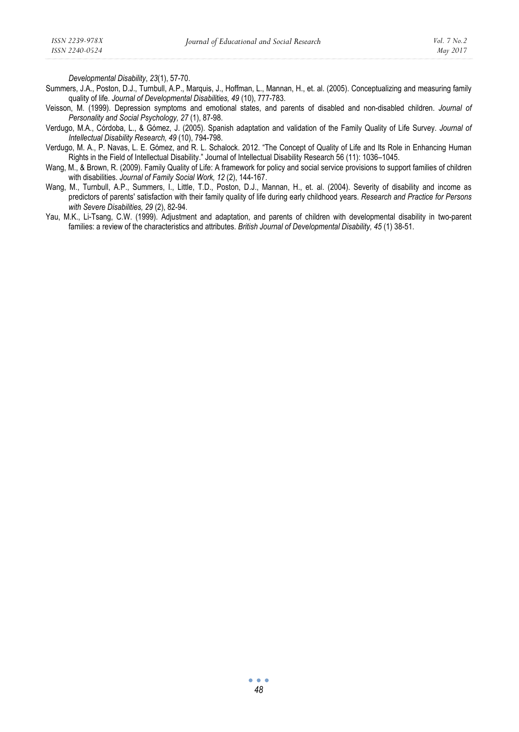*Developmental Disability*, *23*(1), 57-70.

Summers, J.A., Poston, D.J., Turnbull, A.P., Marquis, J., Hoffman, L., Mannan, H., et. al. (2005). Conceptualizing and measuring family quality of life. *Journal of Developmental Disabilities, 49* (10), 777-783.

Veisson, M. (1999). Depression symptoms and emotional states, and parents of disabled and non-disabled children. *Journal of Personality and Social Psychology, 27* (1), 87-98.

Verdugo, M.A., Córdoba, L., & Gómez, J. (2005). Spanish adaptation and validation of the Family Quality of Life Survey. *Journal of Intellectual Disability Research, 49* (10), 794-798.

Verdugo, M. A., P. Navas, L. E. Gómez, and R. L. Schalock. 2012. "The Concept of Quality of Life and Its Role in Enhancing Human Rights in the Field of Intellectual Disability." Journal of Intellectual Disability Research 56 (11): 1036–1045.

Wang, M., & Brown, R. (2009). Family Quality of Life: A framework for policy and social service provisions to support families of children with disabilities. *Journal of Family Social Work, 12* (2), 144-167.

Wang, M., Turnbull, A.P., Summers, I., Little, T.D., Poston, D.J., Mannan, H., et. al. (2004). Severity of disability and income as predictors of parents' satisfaction with their family quality of life during early childhood years. *Research and Practice for Persons with Severe Disabilities, 29* (2), 82-94.

Yau, M.K., Li-Tsang, C.W. (1999). Adjustment and adaptation, and parents of children with developmental disability in two-parent families: a review of the characteristics and attributes. *British Journal of Developmental Disability, 45* (1) 38-51.